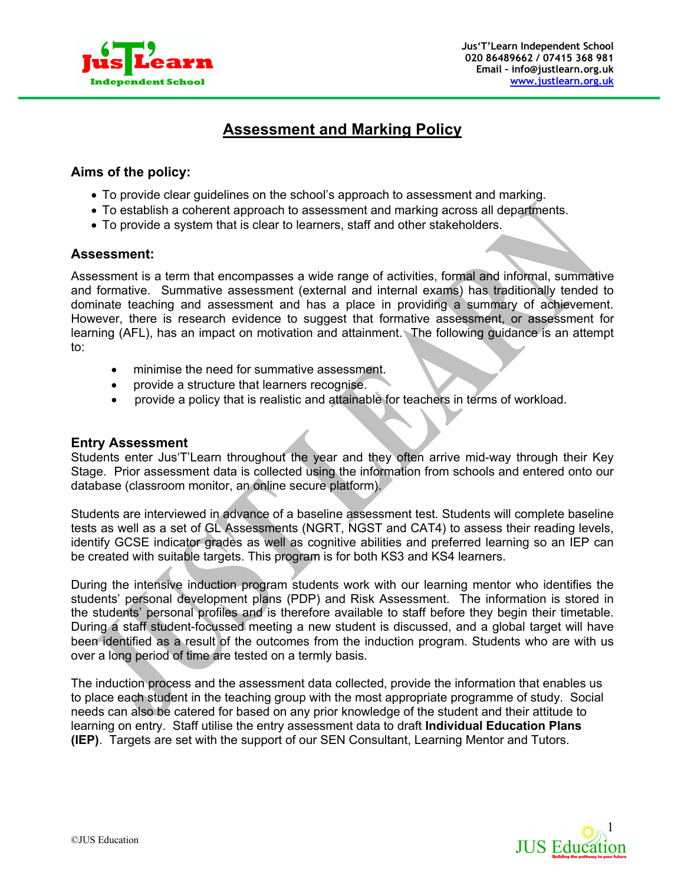# Assessment and Marking Policy

## Aims of the policy:

- To provide clear guidelines on the school's approach to assessment and marking.
- To establish a coherent approach to assessment and marking across all departments.
- To provide a system that is clear to learners, staff and other stakeholders.

## Assessment:

Assessment is a term that encompasses a wide range of activities, formal and informal, summative and formative. Summative assessment (external and internal exams) has traditionally tended to dominate teaching and assessment and has a place in providing a summary of achievement. However, there is research evidence to suggest that formative assessment, or assessment for learning (AFL), has an impact on motivation and attainment. The following guidance is an attempt to:

- minimise the need for summative assessment.
- provide a structure that learners recognise.
- provide a policy that is realistic and attainable for teachers in terms of workload.

## Entry Assessment

Students enter Jus'T'Learn throughout the year and they often arrive mid-way through their Key Stage. Prior assessment data is collected using the information from schools and entered onto our database (classroom monitor, an online secure platform).

Students are interviewed in advance of a baseline assessment test. Students will complete baseline tests as well as a set of GL Assessments (NGRT, NGST and CAT4) to assess their reading levels, identify GCSE indicator grades as well as cognitive abilities and preferred learning so an IEP can be created with suitable targets. This program is for both KS3 and KS4 learners.

During the intensive induction program students work with our learning mentor who identifies the students' personal development plans (PDP) and Risk Assessment. The information is stored in the students' personal profiles and is therefore available to staff before they begin their timetable. During a staff student-focussed meeting a new student is discussed, and a global target will have been identified as a result of the outcomes from the induction program. Students who are with us over a long period of time are tested on a termly basis.

The induction process and the assessment data collected, provide the information that enables us to place each student in the teaching group with the most appropriate programme of study. Social needs can also be catered for based on any prior knowledge of the student and their attitude to learning on entry. Staff utilise the entry assessment data to draft **Individual Education Plans (IEP)**. Targets are set with the support of our SEN Consultant, Learning Mentor and Tutors.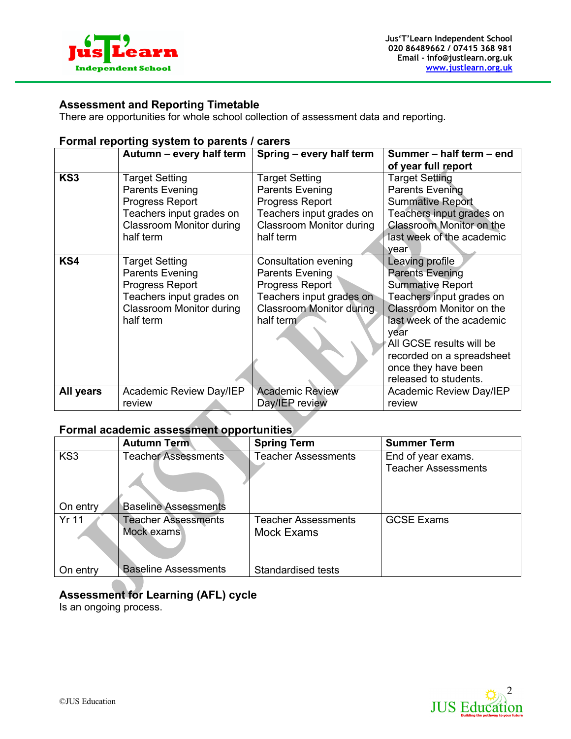## Assessment and Reporting Timetable

There are opportunities for whole school collection of assessment data and reporting.

### Formal reporting system to parents / carers

| | Autumn – every half term | Spring – every half term | Summer – half term – end of year full report |
|---|---|---|---|
| **KS3** | Target Setting<br>Parents Evening<br>Progress Report<br>Teachers input grades on Classroom Monitor during half term | Target Setting<br>Parents Evening<br>Progress Report<br>Teachers input grades on Classroom Monitor during half term | Target Setting<br>Parents Evening<br>Summative Report<br>Teachers input grades on Classroom Monitor on the last week of the academic year |
| **KS4** | Target Setting<br>Parents Evening<br>Progress Report<br>Teachers input grades on Classroom Monitor during half term | Consultation evening<br>Parents Evening<br>Progress Report<br>Teachers input grades on Classroom Monitor during half term | Leaving profile<br>Parents Evening<br>Summative Report<br>Teachers input grades on Classroom Monitor on the last week of the academic year<br>All GCSE results will be recorded on a spreadsheet once they have been released to students. |
| **All years** | Academic Review Day/IEP review | Academic Review Day/IEP review | Academic Review Day/IEP review |

### Formal academic assessment opportunities

| | Autumn Term | Spring Term | Summer Term |
|---|---|---|---|
| KS3 | Teacher Assessments | Teacher Assessments | End of year exams.<br>Teacher Assessments |
| On entry | Baseline Assessments | | |
| Yr 11 | Teacher Assessments<br>Mock exams | Teacher Assessments<br>Mock Exams | GCSE Exams |
| On entry | Baseline Assessments | Standardised tests | |

### Assessment for Learning (AFL) cycle

Is an ongoing process.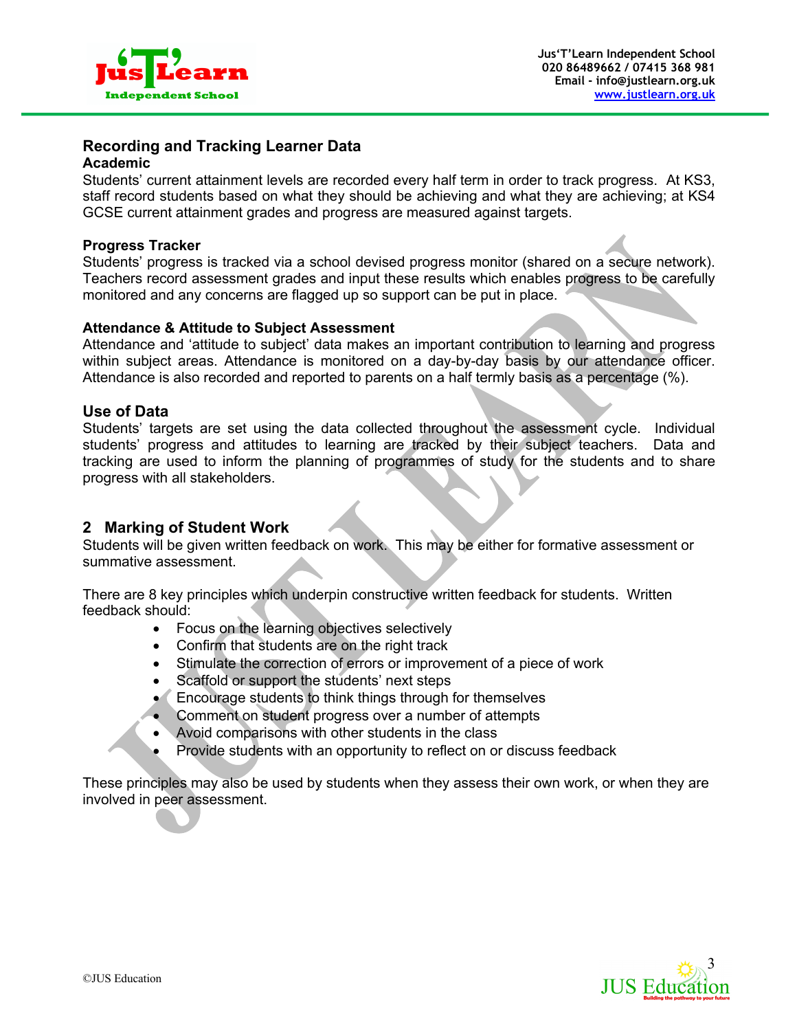## Recording and Tracking Learner Data

### Academic

Students' current attainment levels are recorded every half term in order to track progress. At KS3, staff record students based on what they should be achieving and what they are achieving; at KS4 GCSE current attainment grades and progress are measured against targets.

### Progress Tracker

Students' progress is tracked via a school devised progress monitor (shared on a secure network). Teachers record assessment grades and input these results which enables progress to be carefully monitored and any concerns are flagged up so support can be put in place.

### Attendance & Attitude to Subject Assessment

Attendance and 'attitude to subject' data makes an important contribution to learning and progress within subject areas. Attendance is monitored on a day-by-day basis by our attendance officer. Attendance is also recorded and reported to parents on a half termly basis as a percentage (%).

### Use of Data

Students' targets are set using the data collected throughout the assessment cycle. Individual students' progress and attitudes to learning are tracked by their subject teachers. Data and tracking are used to inform the planning of programmes of study for the students and to share progress with all stakeholders.

## 2 Marking of Student Work

Students will be given written feedback on work. This may be either for formative assessment or summative assessment.

There are 8 key principles which underpin constructive written feedback for students. Written feedback should:

- Focus on the learning objectives selectively
- Confirm that students are on the right track
- Stimulate the correction of errors or improvement of a piece of work
- Scaffold or support the students' next steps
- Encourage students to think things through for themselves
- Comment on student progress over a number of attempts
- Avoid comparisons with other students in the class
- Provide students with an opportunity to reflect on or discuss feedback

These principles may also be used by students when they assess their own work, or when they are involved in peer assessment.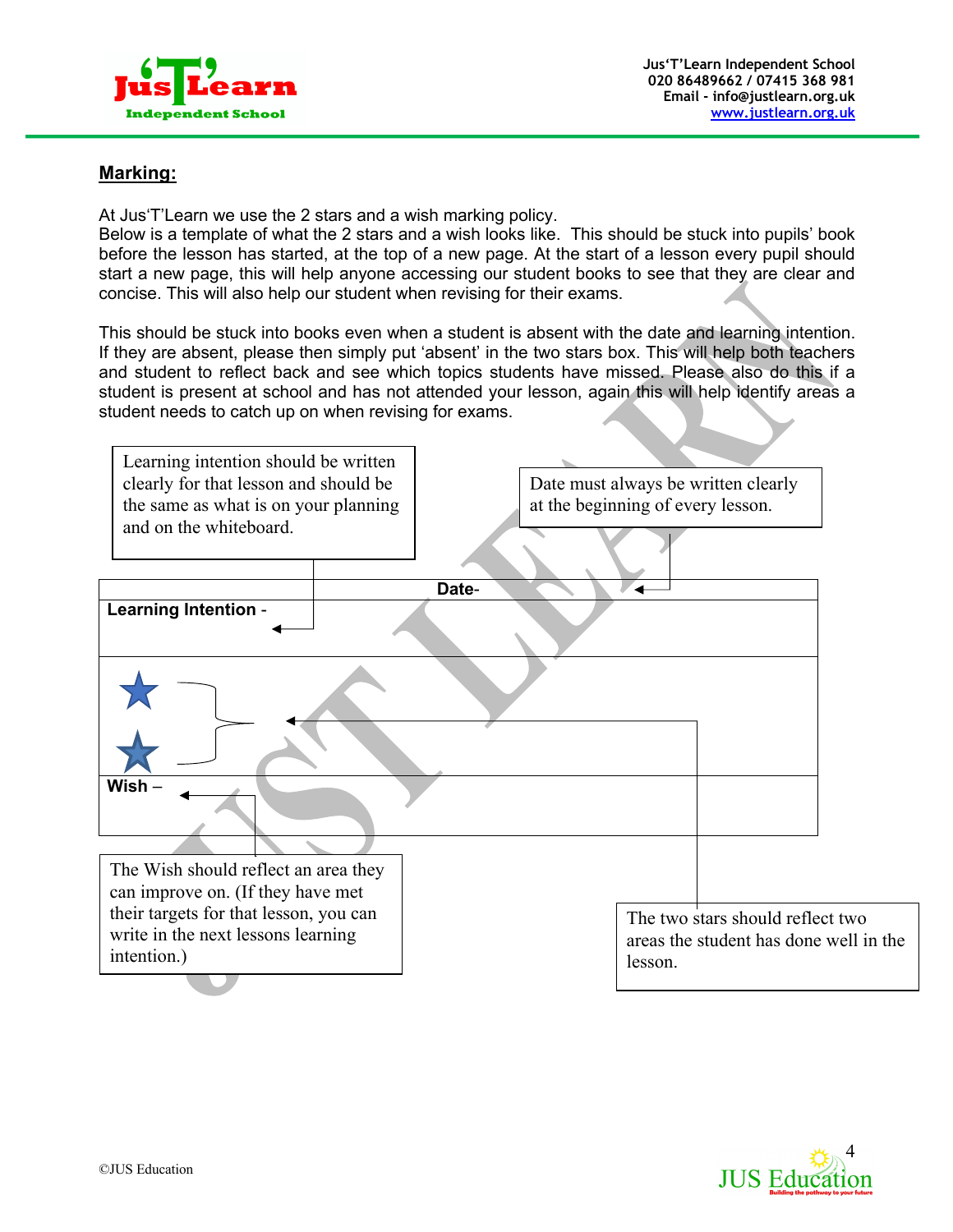## Marking:

At Jus'T'Learn we use the 2 stars and a wish marking policy.
Below is a template of what the 2 stars and a wish looks like. This should be stuck into pupils' book before the lesson has started, at the top of a new page. At the start of a lesson every pupil should start a new page, this will help anyone accessing our student books to see that they are clear and concise. This will also help our student when revising for their exams.

This should be stuck into books even when a student is absent with the date and learning intention. If they are absent, please then simply put 'absent' in the two stars box. This will help both teachers and student to reflect back and see which topics students have missed. Please also do this if a student is present at school and has not attended your lesson, again this will help identify areas a student needs to catch up on when revising for exams.

Learning intention should be written clearly for that lesson and should be the same as what is on your planning and on the whiteboard.

Date must always be written clearly at the beginning of every lesson.

| Date- |
|---|
| **Learning Intention** - |
| ★ ★ |
| **Wish** – |

The Wish should reflect an area they can improve on. (If they have met their targets for that lesson, you can write in the next lessons learning intention.)

The two stars should reflect two areas the student has done well in the lesson.

©JUS Education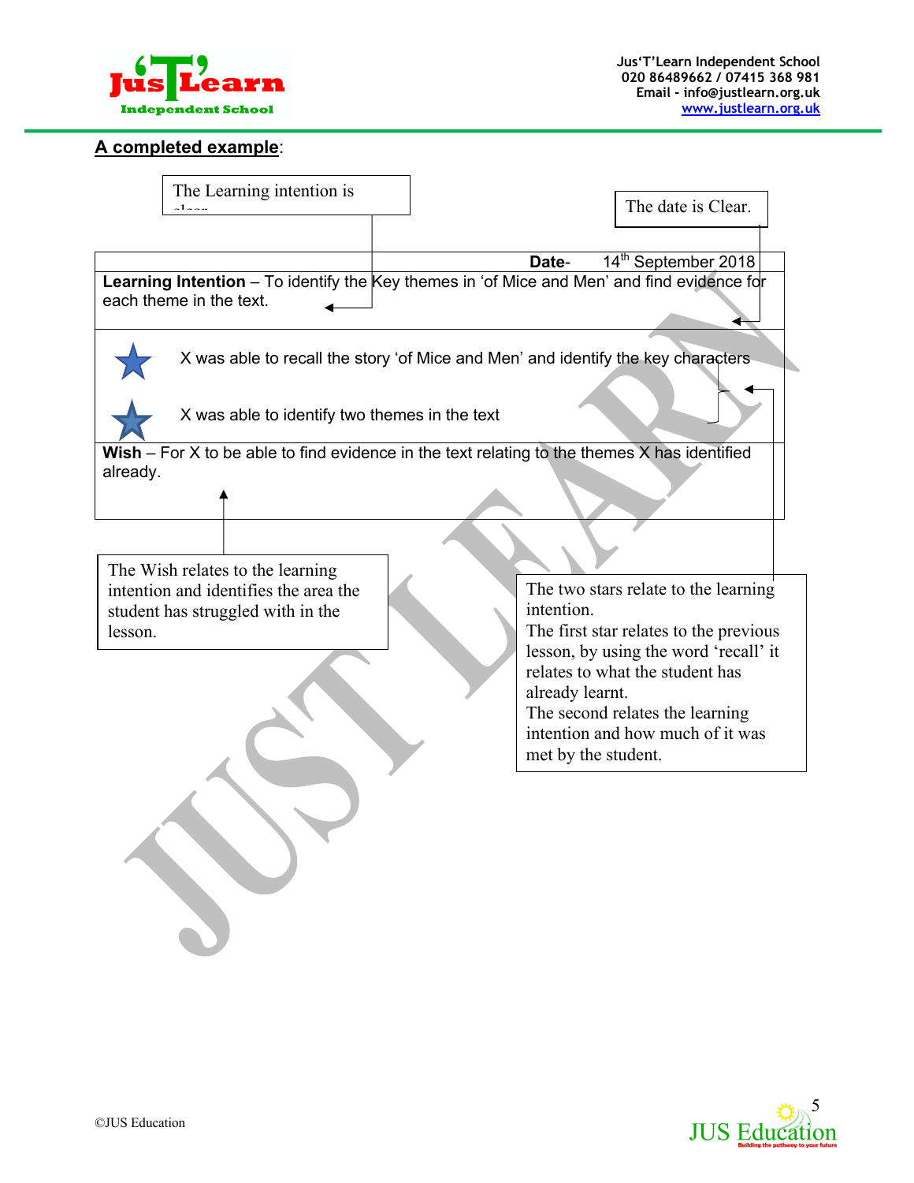**A completed example**:

The Learning intention is clear.

The date is Clear.

| | **Date**- 14th September 2018 |
|---|---|
| **Learning Intention** – To identify the Key themes in 'of Mice and Men' and find evidence for each theme in the text. | |
| ★ | X was able to recall the story 'of Mice and Men' and identify the key characters |
| ★ | X was able to identify two themes in the text |
| **Wish** – For X to be able to find evidence in the text relating to the themes X has identified already. | |

The Wish relates to the learning intention and identifies the area the student has struggled with in the lesson.

The two stars relate to the learning intention.
The first star relates to the previous lesson, by using the word 'recall' it relates to what the student has already learnt.
The second relates the learning intention and how much of it was met by the student.

©JUS Education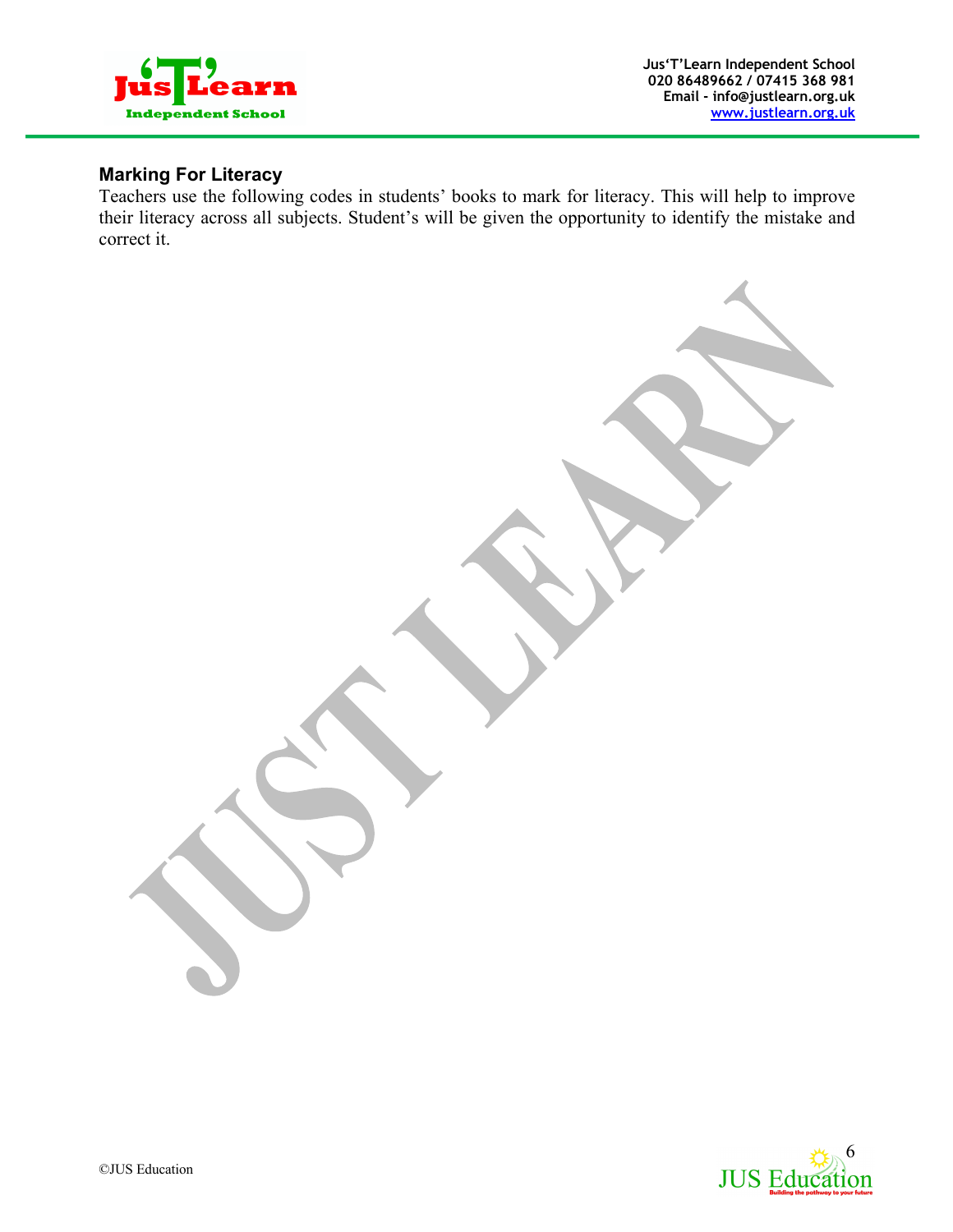## Marking For Literacy

Teachers use the following codes in students' books to mark for literacy. This will help to improve their literacy across all subjects. Student's will be given the opportunity to identify the mistake and correct it.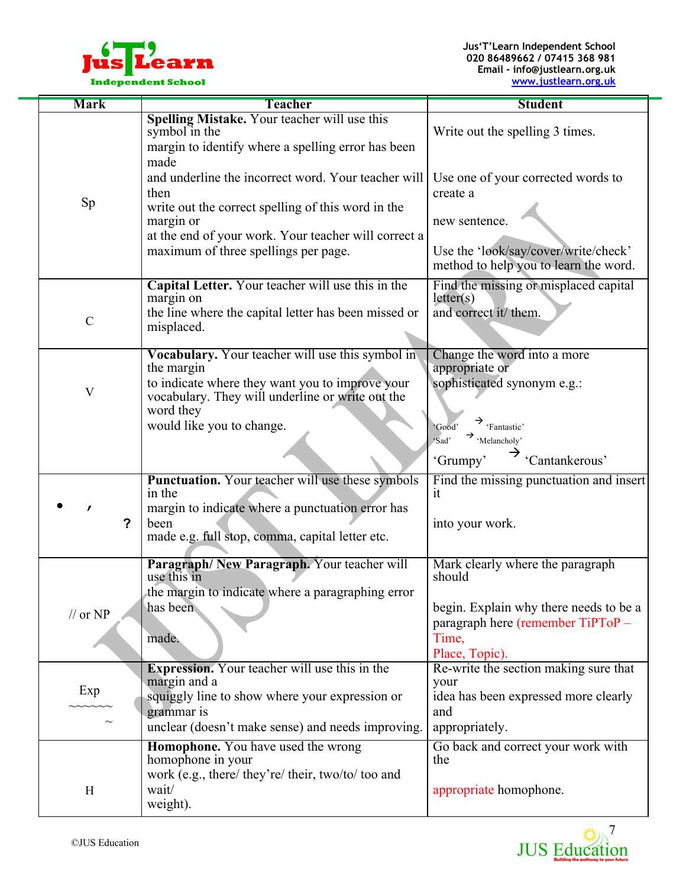| Mark | Teacher | Student |
|---|---|---|
| Sp | **Spelling Mistake.** Your teacher will use this symbol in the margin to identify where a spelling error has been made and underline the incorrect word. Your teacher will then write out the correct spelling of this word in the margin or at the end of your work. Your teacher will correct a maximum of three spellings per page. | Write out the spelling 3 times. Use one of your corrected words to create a new sentence. Use the 'look/say/cover/write/check' method to help you to learn the word. |
| C | **Capital Letter.** Your teacher will use this in the margin on the line where the capital letter has been missed or misplaced. | Find the missing or misplaced capital letter(s) and correct it/ them. |
| V | **Vocabulary.** Your teacher will use this symbol in the margin to indicate where they want you to improve your vocabulary. They will underline or write out the word they would like you to change. | Change the word into a more appropriate or sophisticated synonym e.g.: 'Good' → 'Fantastic' 'Sad' → 'Melancholy' 'Grumpy' → 'Cantankerous' |
| • , ? | **Punctuation.** Your teacher will use these symbols in the margin to indicate where a punctuation error has been made e.g. full stop, comma, capital letter etc. | Find the missing punctuation and insert it into your work. |
| // or NP | **Paragraph/ New Paragraph.** Your teacher will use this in the margin to indicate where a paragraphing error has been made. | Mark clearly where the paragraph should begin. Explain why there needs to be a paragraph here (remember TiPToP – Time, Place, Topic). |
| Exp ~~~~~~~ | **Expression.** Your teacher will use this in the margin and a squiggly line to show where your expression or grammar is unclear (doesn't make sense) and needs improving. | Re-write the section making sure that your idea has been expressed more clearly and appropriately. |
| H | **Homophone.** You have used the wrong homophone in your work (e.g., there/ they're/ their, two/to/ too and wait/ weight). | Go back and correct your work with the appropriate homophone. |

©JUS Education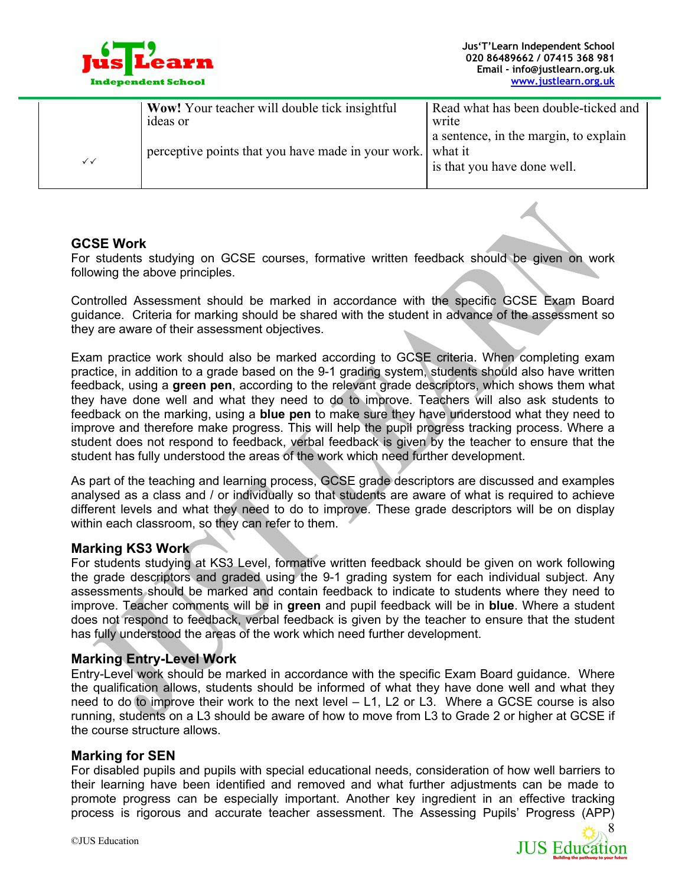| ✓✓ | **Wow!** Your teacher will double tick insightful ideas or perceptive points that you have made in your work. | Read what has been double-ticked and write a sentence, in the margin, to explain what it is that you have done well. |
|---|---|---|

## GCSE Work

For students studying on GCSE courses, formative written feedback should be given on work following the above principles.

Controlled Assessment should be marked in accordance with the specific GCSE Exam Board guidance. Criteria for marking should be shared with the student in advance of the assessment so they are aware of their assessment objectives.

Exam practice work should also be marked according to GCSE criteria. When completing exam practice, in addition to a grade based on the 9-1 grading system, students should also have written feedback, using a **green pen**, according to the relevant grade descriptors, which shows them what they have done well and what they need to do to improve. Teachers will also ask students to feedback on the marking, using a **blue pen** to make sure they have understood what they need to improve and therefore make progress. This will help the pupil progress tracking process. Where a student does not respond to feedback, verbal feedback is given by the teacher to ensure that the student has fully understood the areas of the work which need further development.

As part of the teaching and learning process, GCSE grade descriptors are discussed and examples analysed as a class and / or individually so that students are aware of what is required to achieve different levels and what they need to do to improve. These grade descriptors will be on display within each classroom, so they can refer to them.

## Marking KS3 Work

For students studying at KS3 Level, formative written feedback should be given on work following the grade descriptors and graded using the 9-1 grading system for each individual subject. Any assessments should be marked and contain feedback to indicate to students where they need to improve. Teacher comments will be in **green** and pupil feedback will be in **blue**. Where a student does not respond to feedback, verbal feedback is given by the teacher to ensure that the student has fully understood the areas of the work which need further development.

## Marking Entry-Level Work

Entry-Level work should be marked in accordance with the specific Exam Board guidance. Where the qualification allows, students should be informed of what they have done well and what they need to do to improve their work to the next level – L1, L2 or L3. Where a GCSE course is also running, students on a L3 should be aware of how to move from L3 to Grade 2 or higher at GCSE if the course structure allows.

## Marking for SEN

For disabled pupils and pupils with special educational needs, consideration of how well barriers to their learning have been identified and removed and what further adjustments can be made to promote progress can be especially important. Another key ingredient in an effective tracking process is rigorous and accurate teacher assessment. The Assessing Pupils' Progress (APP)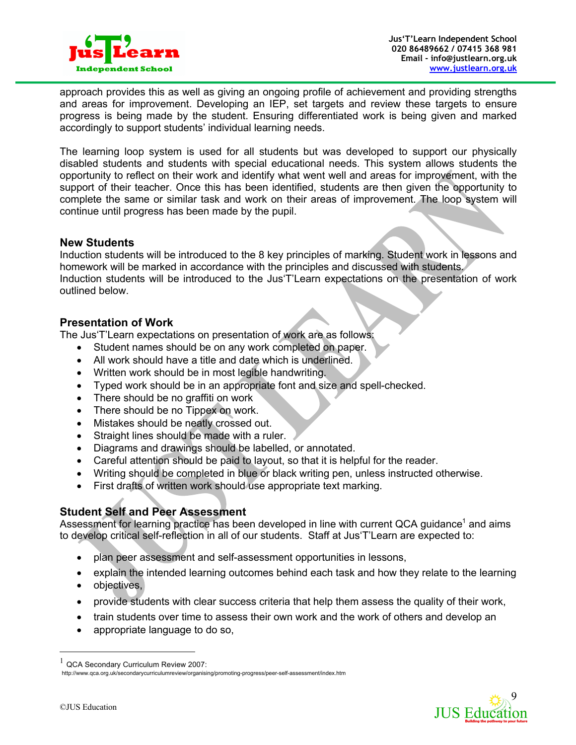approach provides this as well as giving an ongoing profile of achievement and providing strengths and areas for improvement. Developing an IEP, set targets and review these targets to ensure progress is being made by the student. Ensuring differentiated work is being given and marked accordingly to support students' individual learning needs.

The learning loop system is used for all students but was developed to support our physically disabled students and students with special educational needs. This system allows students the opportunity to reflect on their work and identify what went well and areas for improvement, with the support of their teacher. Once this has been identified, students are then given the opportunity to complete the same or similar task and work on their areas of improvement. The loop system will continue until progress has been made by the pupil.

### New Students

Induction students will be introduced to the 8 key principles of marking. Student work in lessons and homework will be marked in accordance with the principles and discussed with students.
Induction students will be introduced to the Jus'T'Learn expectations on the presentation of work outlined below.

### Presentation of Work

The Jus'T'Learn expectations on presentation of work are as follows:

- Student names should be on any work completed on paper.
- All work should have a title and date which is underlined.
- Written work should be in most legible handwriting.
- Typed work should be in an appropriate font and size and spell-checked.
- There should be no graffiti on work
- There should be no Tippex on work.
- Mistakes should be neatly crossed out.
- Straight lines should be made with a ruler.
- Diagrams and drawings should be labelled, or annotated.
- Careful attention should be paid to layout, so that it is helpful for the reader.
- Writing should be completed in blue or black writing pen, unless instructed otherwise.
- First drafts of written work should use appropriate text marking.

### Student Self and Peer Assessment

Assessment for learning practice has been developed in line with current QCA guidance[1] and aims to develop critical self-reflection in all of our students. Staff at Jus'T'Learn are expected to:

- plan peer assessment and self-assessment opportunities in lessons,
- explain the intended learning outcomes behind each task and how they relate to the learning
- objectives,
- provide students with clear success criteria that help them assess the quality of their work,
- train students over time to assess their own work and the work of others and develop an
- appropriate language to do so,

---

[1] QCA Secondary Curriculum Review 2007: http://www.qca.org.uk/secondarycurriculumreview/organising/promoting-progress/peer-self-assessment/index.htm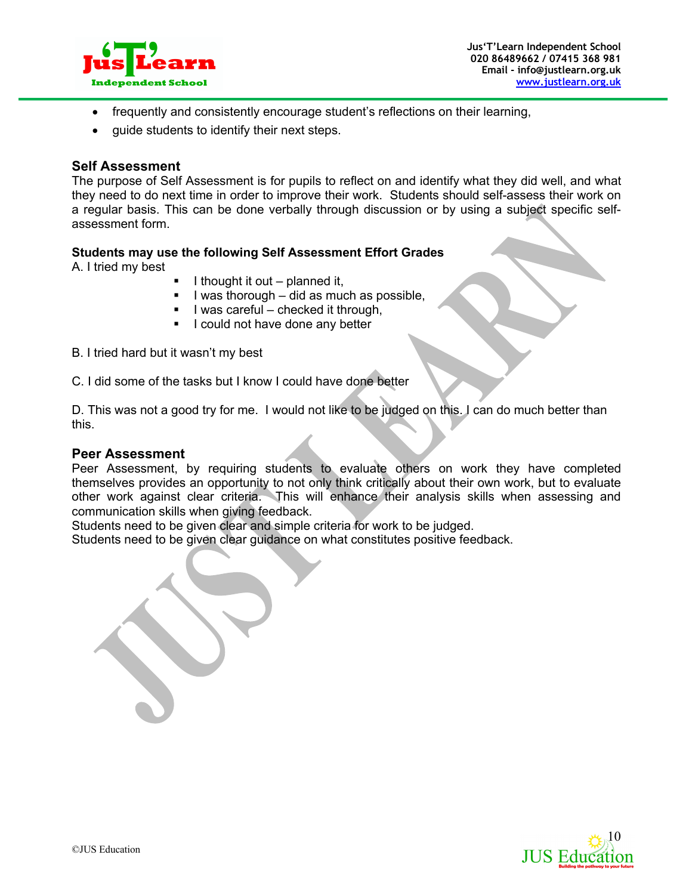- frequently and consistently encourage student's reflections on their learning,
- guide students to identify their next steps.

### Self Assessment

The purpose of Self Assessment is for pupils to reflect on and identify what they did well, and what they need to do next time in order to improve their work. Students should self-assess their work on a regular basis. This can be done verbally through discussion or by using a subject specific self-assessment form.

**Students may use the following Self Assessment Effort Grades**

A. I tried my best

- I thought it out – planned it,
- I was thorough – did as much as possible,
- I was careful – checked it through,
- I could not have done any better

B. I tried hard but it wasn't my best

C. I did some of the tasks but I know I could have done better

D. This was not a good try for me. I would not like to be judged on this. I can do much better than this.

### Peer Assessment

Peer Assessment, by requiring students to evaluate others on work they have completed themselves provides an opportunity to not only think critically about their own work, but to evaluate other work against clear criteria. This will enhance their analysis skills when assessing and communication skills when giving feedback.

Students need to be given clear and simple criteria for work to be judged.

Students need to be given clear guidance on what constitutes positive feedback.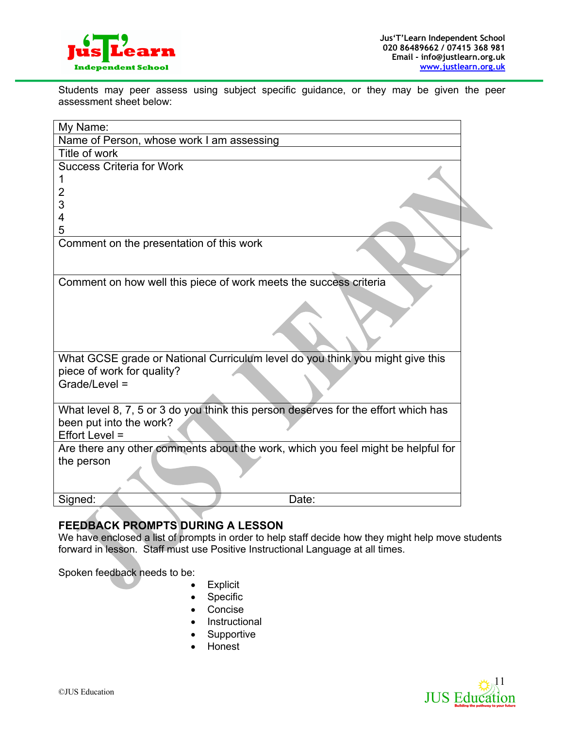Students may peer assess using subject specific guidance, or they may be given the peer assessment sheet below:

| My Name: | |
|---|---|
| Name of Person, whose work I am assessing | |
| Title of work | |
| Success Criteria for Work<br>1<br>2<br>3<br>4<br>5 | |
| Comment on the presentation of this work | |
| Comment on how well this piece of work meets the success criteria | |
| What GCSE grade or National Curriculum level do you think you might give this piece of work for quality?<br>Grade/Level = | |
| What level 8, 7, 5 or 3 do you think this person deserves for the effort which has been put into the work?<br>Effort Level = | |
| Are there any other comments about the work, which you feel might be helpful for the person | |
| Signed: | Date: |

**FEEDBACK PROMPTS DURING A LESSON**

We have enclosed a list of prompts in order to help staff decide how they might help move students forward in lesson. Staff must use Positive Instructional Language at all times.

Spoken feedback needs to be:

- Explicit
- Specific
- Concise
- Instructional
- Supportive
- Honest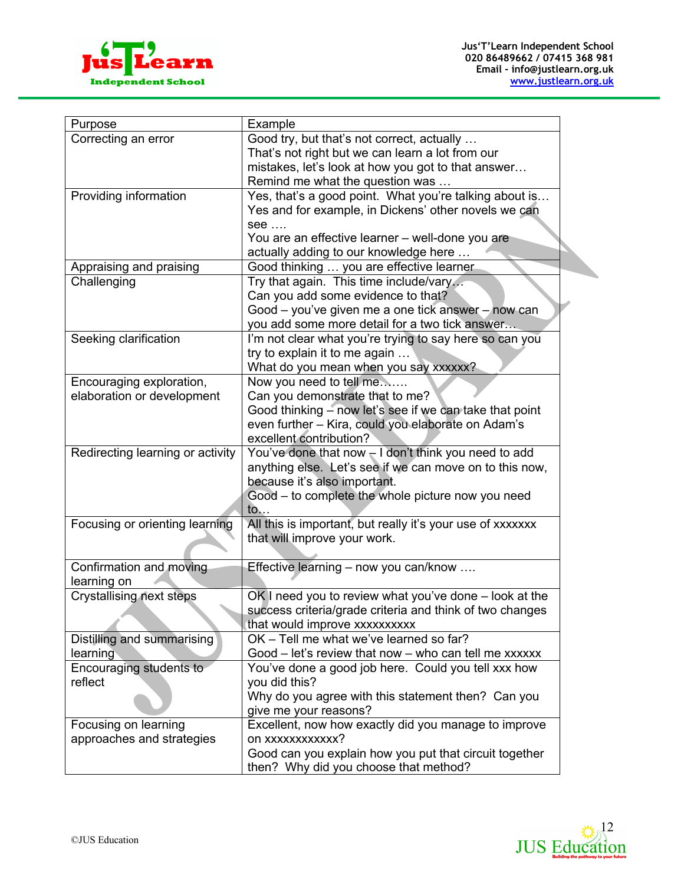| Purpose | Example |
|---|---|
| Correcting an error | Good try, but that's not correct, actually … That's not right but we can learn a lot from our mistakes, let's look at how you got to that answer… Remind me what the question was … |
| Providing information | Yes, that's a good point. What you're talking about is… Yes and for example, in Dickens' other novels we can see …. You are an effective learner – well-done you are actually adding to our knowledge here … |
| Appraising and praising | Good thinking … you are effective learner |
| Challenging | Try that again. This time include/vary… Can you add some evidence to that? Good – you've given me a one tick answer – now can you add some more detail for a two tick answer… |
| Seeking clarification | I'm not clear what you're trying to say here so can you try to explain it to me again … What do you mean when you say xxxxxx? |
| Encouraging exploration, elaboration or development | Now you need to tell me……. Can you demonstrate that to me? Good thinking – now let's see if we can take that point even further – Kira, could you elaborate on Adam's excellent contribution? |
| Redirecting learning or activity | You've done that now – I don't think you need to add anything else. Let's see if we can move on to this now, because it's also important. Good – to complete the whole picture now you need to… |
| Focusing or orienting learning | All this is important, but really it's your use of xxxxxxx that will improve your work. |
| Confirmation and moving learning on | Effective learning – now you can/know …. |
| Crystallising next steps | OK I need you to review what you've done – look at the success criteria/grade criteria and think of two changes that would improve xxxxxxxxxx |
| Distilling and summarising learning | OK – Tell me what we've learned so far? Good – let's review that now – who can tell me xxxxxx |
| Encouraging students to reflect | You've done a good job here. Could you tell xxx how you did this? Why do you agree with this statement then? Can you give me your reasons? |
| Focusing on learning approaches and strategies | Excellent, now how exactly did you manage to improve on xxxxxxxxxxxx? Good can you explain how you put that circuit together then? Why did you choose that method? |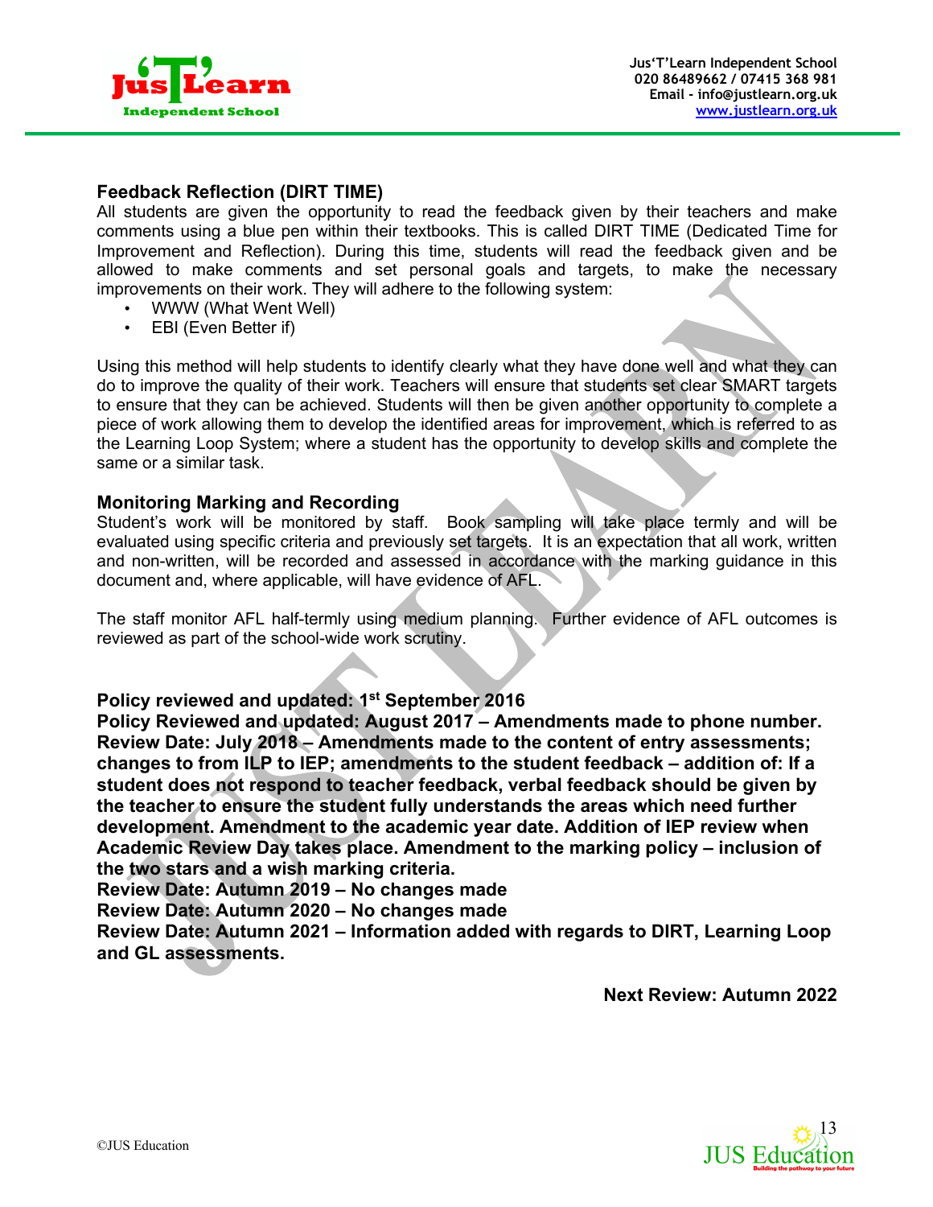### Feedback Reflection (DIRT TIME)

All students are given the opportunity to read the feedback given by their teachers and make comments using a blue pen within their textbooks. This is called DIRT TIME (Dedicated Time for Improvement and Reflection). During this time, students will read the feedback given and be allowed to make comments and set personal goals and targets, to make the necessary improvements on their work. They will adhere to the following system:

- WWW (What Went Well)
- EBI (Even Better if)

Using this method will help students to identify clearly what they have done well and what they can do to improve the quality of their work. Teachers will ensure that students set clear SMART targets to ensure that they can be achieved. Students will then be given another opportunity to complete a piece of work allowing them to develop the identified areas for improvement, which is referred to as the Learning Loop System; where a student has the opportunity to develop skills and complete the same or a similar task.

### Monitoring Marking and Recording

Student's work will be monitored by staff. Book sampling will take place termly and will be evaluated using specific criteria and previously set targets. It is an expectation that all work, written and non-written, will be recorded and assessed in accordance with the marking guidance in this document and, where applicable, will have evidence of AFL.

The staff monitor AFL half-termly using medium planning. Further evidence of AFL outcomes is reviewed as part of the school-wide work scrutiny.

**Policy reviewed and updated: 1st September 2016**
**Policy Reviewed and updated: August 2017 – Amendments made to phone number.**
**Review Date: July 2018 – Amendments made to the content of entry assessments; changes to from ILP to IEP; amendments to the student feedback – addition of: If a student does not respond to teacher feedback, verbal feedback should be given by the teacher to ensure the student fully understands the areas which need further development. Amendment to the academic year date. Addition of IEP review when Academic Review Day takes place. Amendment to the marking policy – inclusion of the two stars and a wish marking criteria.**
**Review Date: Autumn 2019 – No changes made**
**Review Date: Autumn 2020 – No changes made**
**Review Date: Autumn 2021 – Information added with regards to DIRT, Learning Loop and GL assessments.**

**Next Review: Autumn 2022**